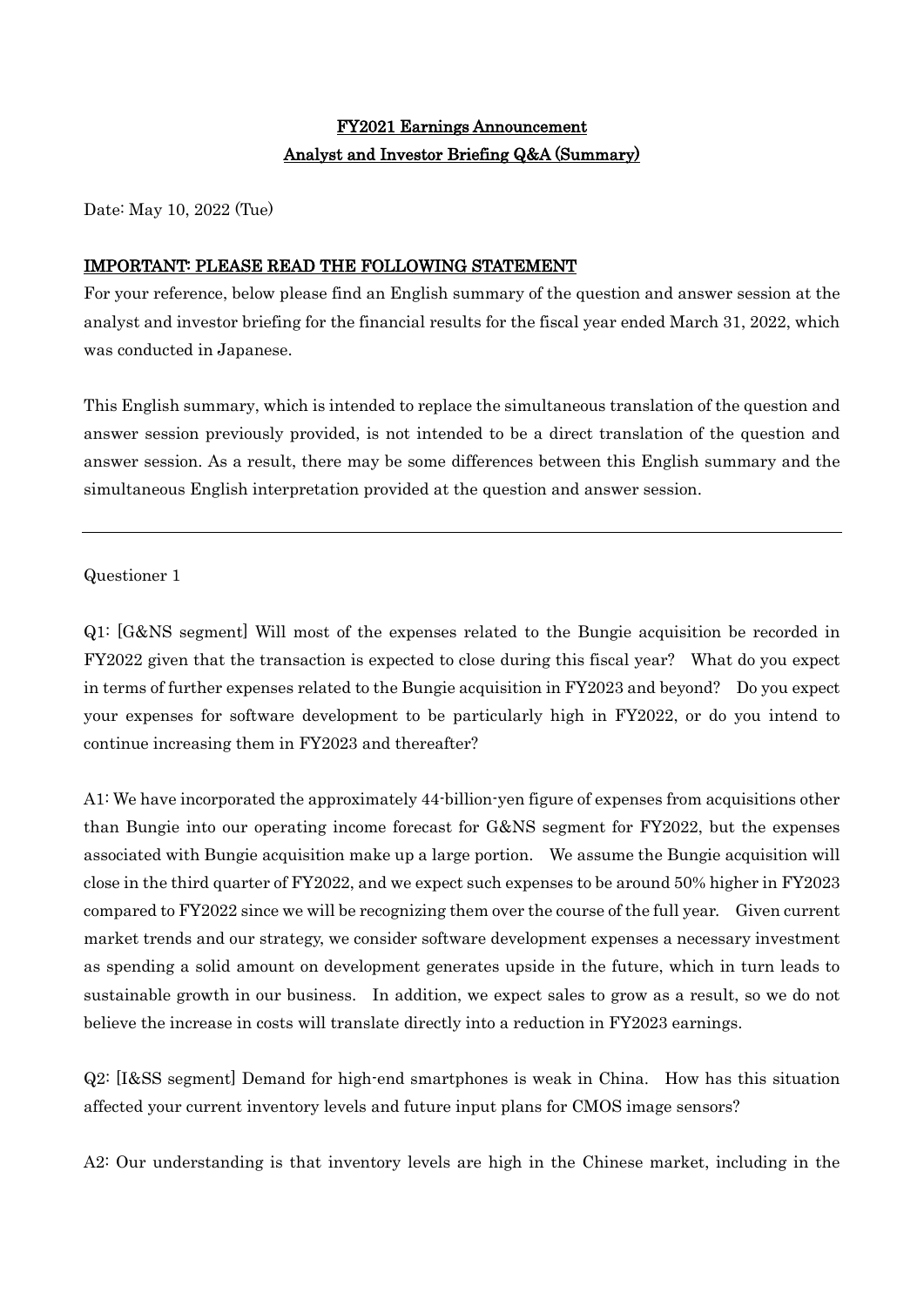# FY2021 Earnings Announcement
# Analyst and Investor Briefing Q&A (Summary)

Date: May 10, 2022 (Tue)

## IMPORTANT: PLEASE READ THE FOLLOWING STATEMENT

For your reference, below please find an English summary of the question and answer session at the analyst and investor briefing for the financial results for the fiscal year ended March 31, 2022, which was conducted in Japanese.

This English summary, which is intended to replace the simultaneous translation of the question and answer session previously provided, is not intended to be a direct translation of the question and answer session. As a result, there may be some differences between this English summary and the simultaneous English interpretation provided at the question and answer session.

---

Questioner 1

Q1: [G&NS segment] Will most of the expenses related to the Bungie acquisition be recorded in FY2022 given that the transaction is expected to close during this fiscal year? What do you expect in terms of further expenses related to the Bungie acquisition in FY2023 and beyond? Do you expect your expenses for software development to be particularly high in FY2022, or do you intend to continue increasing them in FY2023 and thereafter?

A1: We have incorporated the approximately 44-billion-yen figure of expenses from acquisitions other than Bungie into our operating income forecast for G&NS segment for FY2022, but the expenses associated with Bungie acquisition make up a large portion. We assume the Bungie acquisition will close in the third quarter of FY2022, and we expect such expenses to be around 50% higher in FY2023 compared to FY2022 since we will be recognizing them over the course of the full year. Given current market trends and our strategy, we consider software development expenses a necessary investment as spending a solid amount on development generates upside in the future, which in turn leads to sustainable growth in our business. In addition, we expect sales to grow as a result, so we do not believe the increase in costs will translate directly into a reduction in FY2023 earnings.

Q2: [I&SS segment] Demand for high-end smartphones is weak in China. How has this situation affected your current inventory levels and future input plans for CMOS image sensors?

A2: Our understanding is that inventory levels are high in the Chinese market, including in the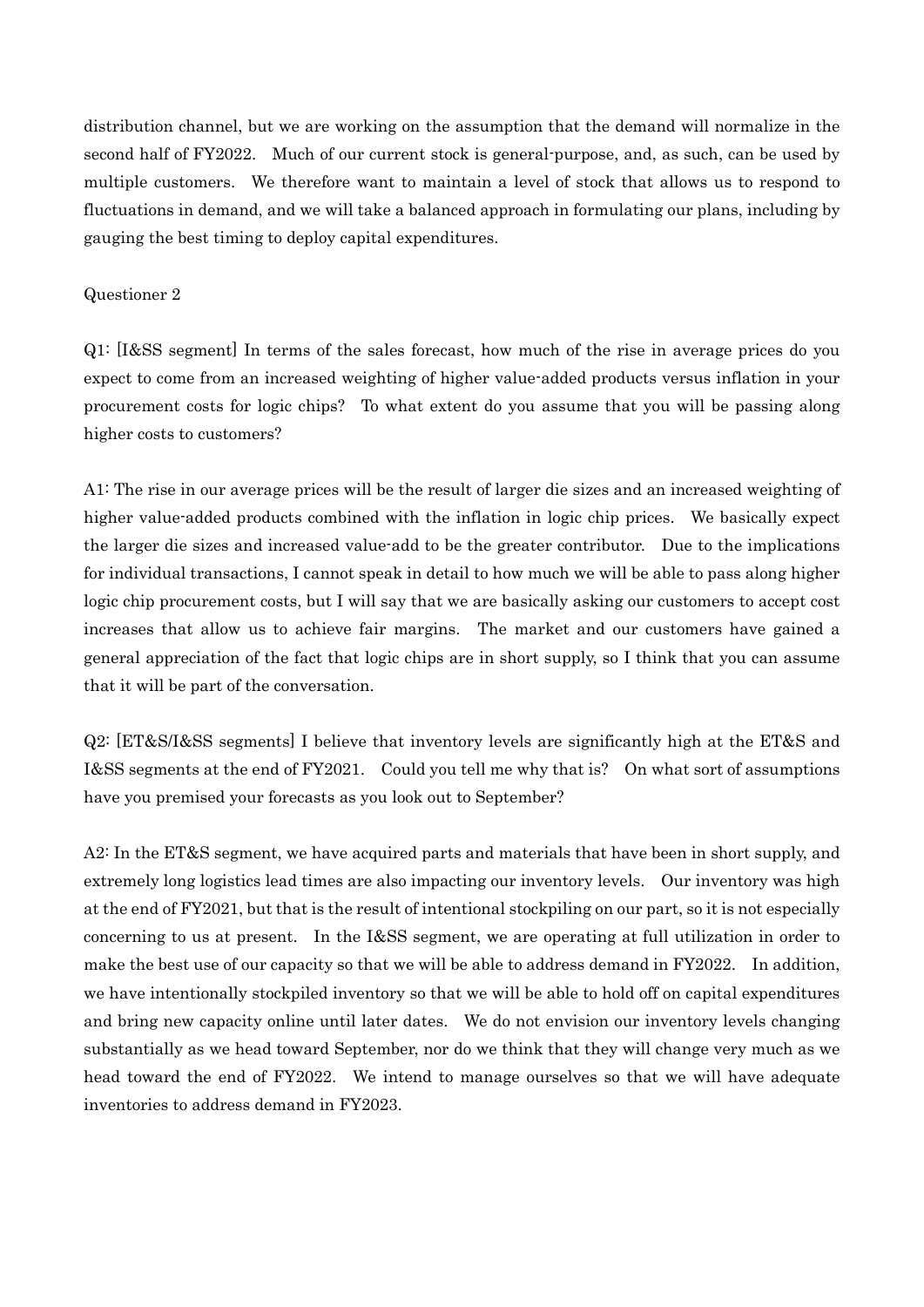distribution channel, but we are working on the assumption that the demand will normalize in the second half of FY2022. Much of our current stock is general-purpose, and, as such, can be used by multiple customers. We therefore want to maintain a level of stock that allows us to respond to fluctuations in demand, and we will take a balanced approach in formulating our plans, including by gauging the best timing to deploy capital expenditures.

Questioner 2

Q1: [I&SS segment] In terms of the sales forecast, how much of the rise in average prices do you expect to come from an increased weighting of higher value-added products versus inflation in your procurement costs for logic chips? To what extent do you assume that you will be passing along higher costs to customers?

A1: The rise in our average prices will be the result of larger die sizes and an increased weighting of higher value-added products combined with the inflation in logic chip prices. We basically expect the larger die sizes and increased value-add to be the greater contributor. Due to the implications for individual transactions, I cannot speak in detail to how much we will be able to pass along higher logic chip procurement costs, but I will say that we are basically asking our customers to accept cost increases that allow us to achieve fair margins. The market and our customers have gained a general appreciation of the fact that logic chips are in short supply, so I think that you can assume that it will be part of the conversation.

Q2: [ET&S/I&SS segments] I believe that inventory levels are significantly high at the ET&S and I&SS segments at the end of FY2021. Could you tell me why that is? On what sort of assumptions have you premised your forecasts as you look out to September?

A2: In the ET&S segment, we have acquired parts and materials that have been in short supply, and extremely long logistics lead times are also impacting our inventory levels. Our inventory was high at the end of FY2021, but that is the result of intentional stockpiling on our part, so it is not especially concerning to us at present. In the I&SS segment, we are operating at full utilization in order to make the best use of our capacity so that we will be able to address demand in FY2022. In addition, we have intentionally stockpiled inventory so that we will be able to hold off on capital expenditures and bring new capacity online until later dates. We do not envision our inventory levels changing substantially as we head toward September, nor do we think that they will change very much as we head toward the end of FY2022. We intend to manage ourselves so that we will have adequate inventories to address demand in FY2023.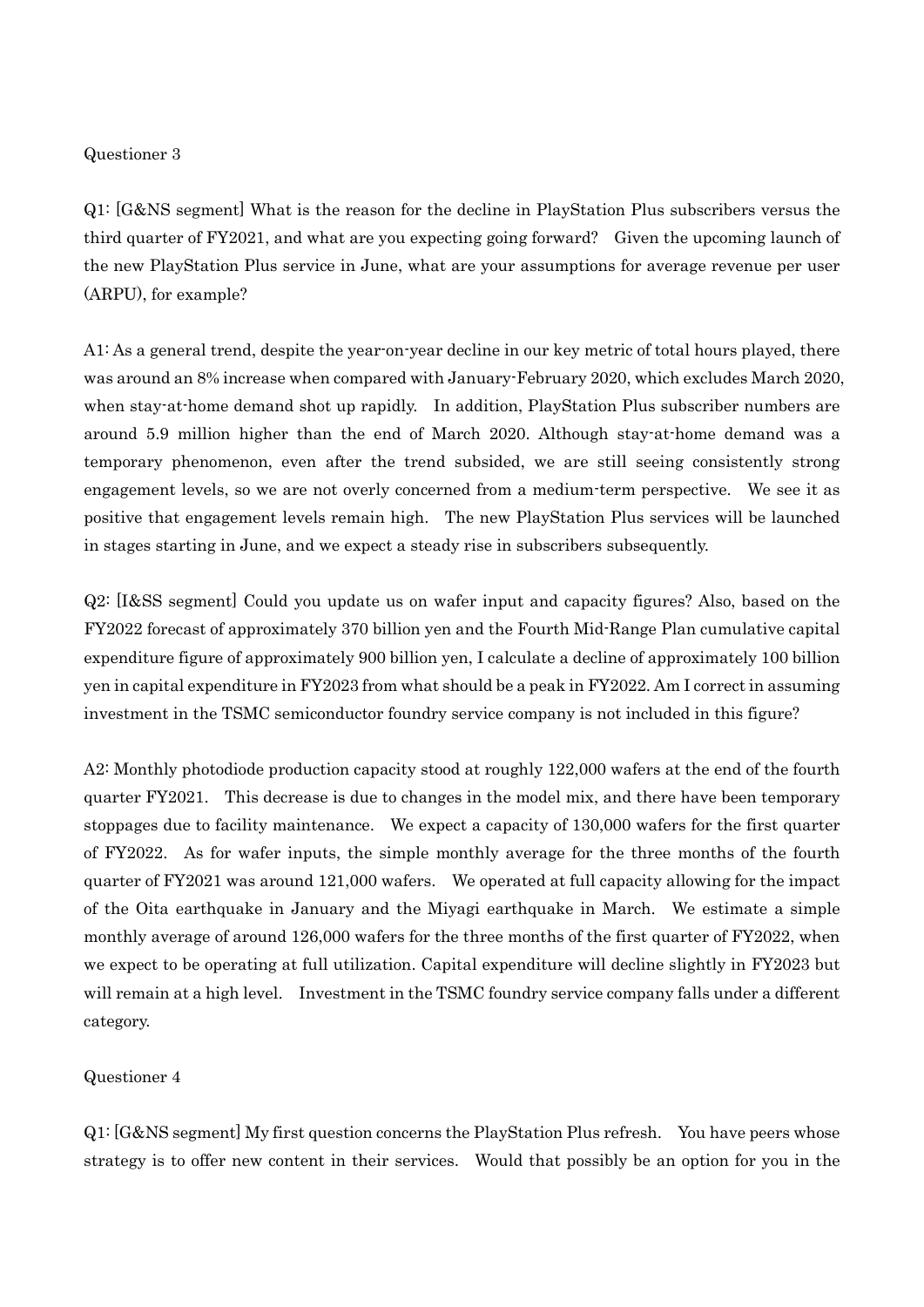Questioner 3

Q1: [G&NS segment] What is the reason for the decline in PlayStation Plus subscribers versus the third quarter of FY2021, and what are you expecting going forward? Given the upcoming launch of the new PlayStation Plus service in June, what are your assumptions for average revenue per user (ARPU), for example?

A1: As a general trend, despite the year-on-year decline in our key metric of total hours played, there was around an 8% increase when compared with January-February 2020, which excludes March 2020, when stay-at-home demand shot up rapidly. In addition, PlayStation Plus subscriber numbers are around 5.9 million higher than the end of March 2020. Although stay-at-home demand was a temporary phenomenon, even after the trend subsided, we are still seeing consistently strong engagement levels, so we are not overly concerned from a medium-term perspective. We see it as positive that engagement levels remain high. The new PlayStation Plus services will be launched in stages starting in June, and we expect a steady rise in subscribers subsequently.

Q2: [I&SS segment] Could you update us on wafer input and capacity figures? Also, based on the FY2022 forecast of approximately 370 billion yen and the Fourth Mid-Range Plan cumulative capital expenditure figure of approximately 900 billion yen, I calculate a decline of approximately 100 billion yen in capital expenditure in FY2023 from what should be a peak in FY2022. Am I correct in assuming investment in the TSMC semiconductor foundry service company is not included in this figure?

A2: Monthly photodiode production capacity stood at roughly 122,000 wafers at the end of the fourth quarter FY2021. This decrease is due to changes in the model mix, and there have been temporary stoppages due to facility maintenance. We expect a capacity of 130,000 wafers for the first quarter of FY2022. As for wafer inputs, the simple monthly average for the three months of the fourth quarter of FY2021 was around 121,000 wafers. We operated at full capacity allowing for the impact of the Oita earthquake in January and the Miyagi earthquake in March. We estimate a simple monthly average of around 126,000 wafers for the three months of the first quarter of FY2022, when we expect to be operating at full utilization. Capital expenditure will decline slightly in FY2023 but will remain at a high level. Investment in the TSMC foundry service company falls under a different category.

Questioner 4

Q1: [G&NS segment] My first question concerns the PlayStation Plus refresh. You have peers whose strategy is to offer new content in their services. Would that possibly be an option for you in the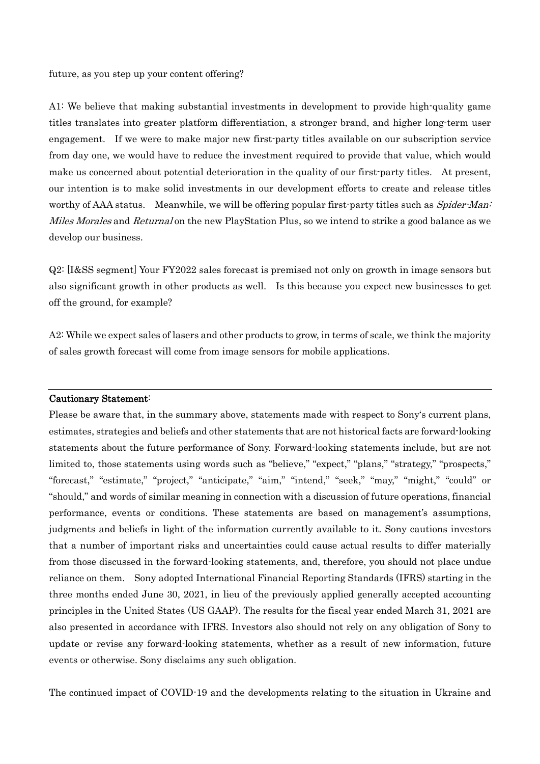future, as you step up your content offering?

A1: We believe that making substantial investments in development to provide high-quality game titles translates into greater platform differentiation, a stronger brand, and higher long-term user engagement. If we were to make major new first-party titles available on our subscription service from day one, we would have to reduce the investment required to provide that value, which would make us concerned about potential deterioration in the quality of our first-party titles. At present, our intention is to make solid investments in our development efforts to create and release titles worthy of AAA status. Meanwhile, we will be offering popular first-party titles such as *Spider-Man: Miles Morales* and *Returnal* on the new PlayStation Plus, so we intend to strike a good balance as we develop our business.

Q2: [I&SS segment] Your FY2022 sales forecast is premised not only on growth in image sensors but also significant growth in other products as well. Is this because you expect new businesses to get off the ground, for example?

A2: While we expect sales of lasers and other products to grow, in terms of scale, we think the majority of sales growth forecast will come from image sensors for mobile applications.

---

**Cautionary Statement:**

Please be aware that, in the summary above, statements made with respect to Sony's current plans, estimates, strategies and beliefs and other statements that are not historical facts are forward-looking statements about the future performance of Sony. Forward-looking statements include, but are not limited to, those statements using words such as "believe," "expect," "plans," "strategy," "prospects," "forecast," "estimate," "project," "anticipate," "aim," "intend," "seek," "may," "might," "could" or "should," and words of similar meaning in connection with a discussion of future operations, financial performance, events or conditions. These statements are based on management's assumptions, judgments and beliefs in light of the information currently available to it. Sony cautions investors that a number of important risks and uncertainties could cause actual results to differ materially from those discussed in the forward-looking statements, and, therefore, you should not place undue reliance on them. Sony adopted International Financial Reporting Standards (IFRS) starting in the three months ended June 30, 2021, in lieu of the previously applied generally accepted accounting principles in the United States (US GAAP). The results for the fiscal year ended March 31, 2021 are also presented in accordance with IFRS. Investors also should not rely on any obligation of Sony to update or revise any forward-looking statements, whether as a result of new information, future events or otherwise. Sony disclaims any such obligation.

The continued impact of COVID-19 and the developments relating to the situation in Ukraine and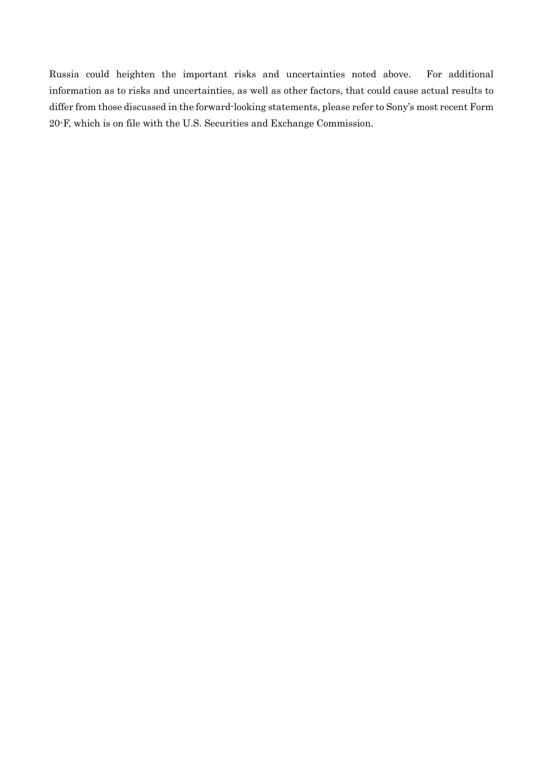Russia could heighten the important risks and uncertainties noted above. For additional information as to risks and uncertainties, as well as other factors, that could cause actual results to differ from those discussed in the forward-looking statements, please refer to Sony's most recent Form 20-F, which is on file with the U.S. Securities and Exchange Commission.